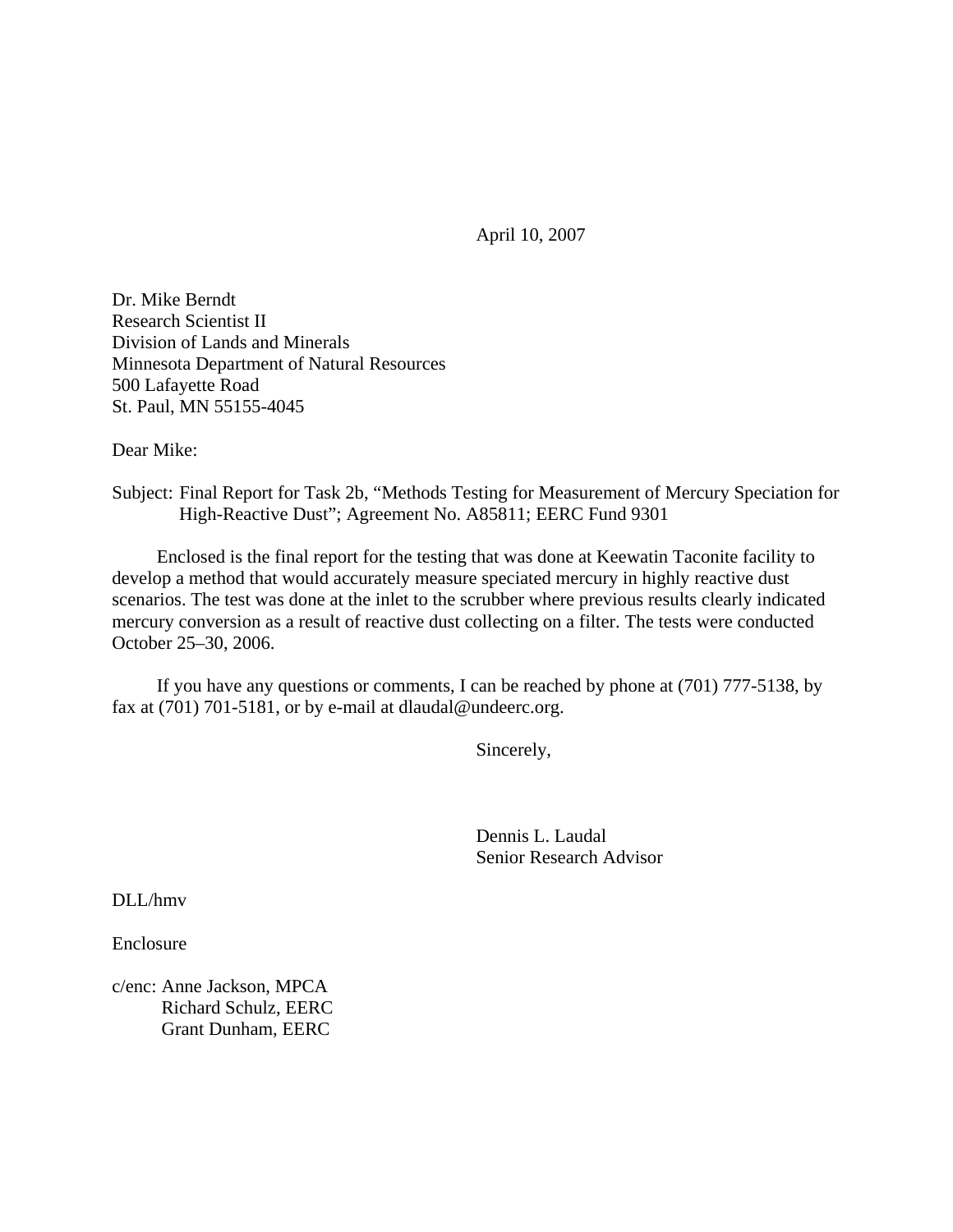April 10, 2007

Dr. Mike Berndt
Research Scientist II
Division of Lands and Minerals
Minnesota Department of Natural Resources
500 Lafayette Road
St. Paul, MN 55155-4045

Dear Mike:

Subject: Final Report for Task 2b, "Methods Testing for Measurement of Mercury Speciation for High-Reactive Dust"; Agreement No. A85811; EERC Fund 9301

Enclosed is the final report for the testing that was done at Keewatin Taconite facility to develop a method that would accurately measure speciated mercury in highly reactive dust scenarios. The test was done at the inlet to the scrubber where previous results clearly indicated mercury conversion as a result of reactive dust collecting on a filter. The tests were conducted October 25–30, 2006.

If you have any questions or comments, I can be reached by phone at (701) 777-5138, by fax at (701) 701-5181, or by e-mail at dlaudal@undeerc.org.

Sincerely,

Dennis L. Laudal
Senior Research Advisor

DLL/hmv

Enclosure

c/enc: Anne Jackson, MPCA
Richard Schulz, EERC
Grant Dunham, EERC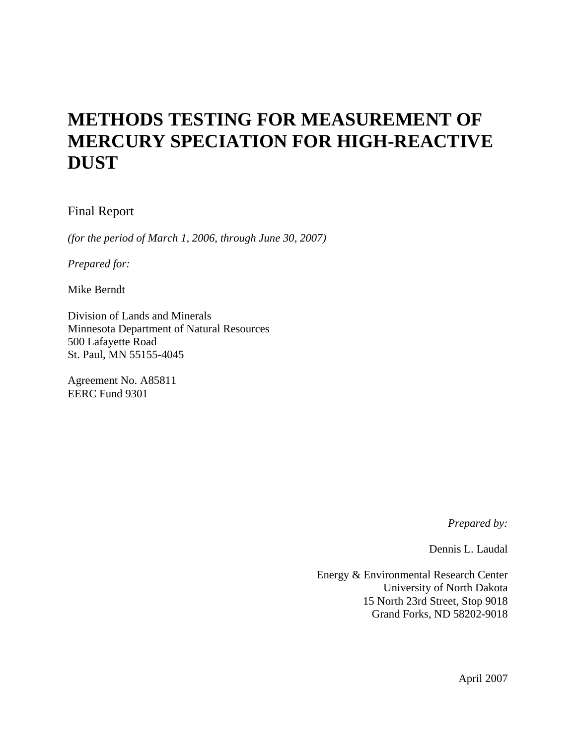# METHODS TESTING FOR MEASUREMENT OF MERCURY SPECIATION FOR HIGH-REACTIVE DUST

Final Report

*(for the period of March 1, 2006, through June 30, 2007)*

*Prepared for:*

Mike Berndt

Division of Lands and Minerals
Minnesota Department of Natural Resources
500 Lafayette Road
St. Paul, MN 55155-4045

Agreement No. A85811
EERC Fund 9301

*Prepared by:*

Dennis L. Laudal

Energy & Environmental Research Center
University of North Dakota
15 North 23rd Street, Stop 9018
Grand Forks, ND 58202-9018

April 2007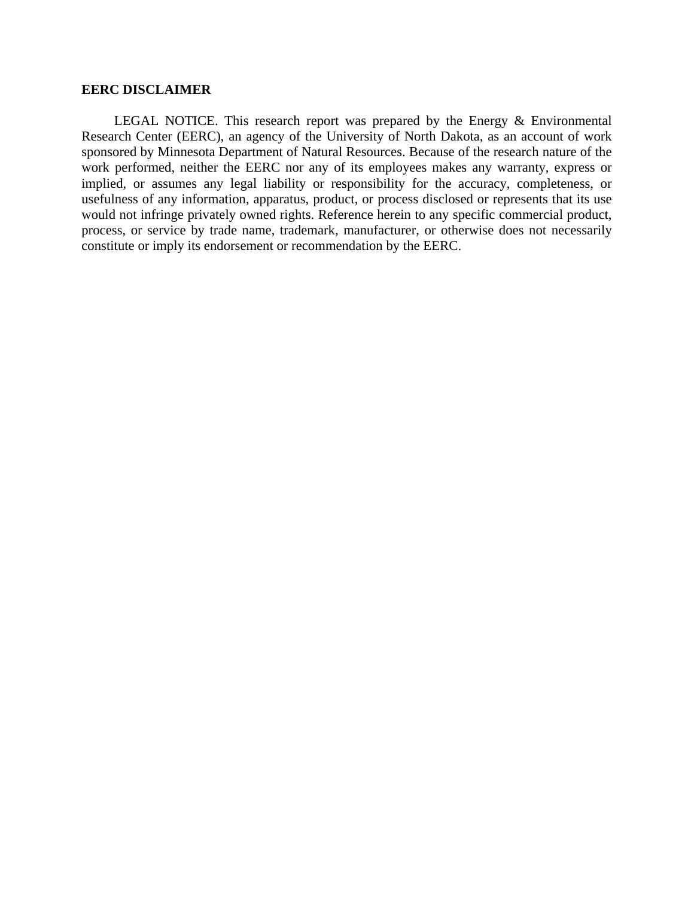## EERC DISCLAIMER

LEGAL NOTICE. This research report was prepared by the Energy & Environmental Research Center (EERC), an agency of the University of North Dakota, as an account of work sponsored by Minnesota Department of Natural Resources. Because of the research nature of the work performed, neither the EERC nor any of its employees makes any warranty, express or implied, or assumes any legal liability or responsibility for the accuracy, completeness, or usefulness of any information, apparatus, product, or process disclosed or represents that its use would not infringe privately owned rights. Reference herein to any specific commercial product, process, or service by trade name, trademark, manufacturer, or otherwise does not necessarily constitute or imply its endorsement or recommendation by the EERC.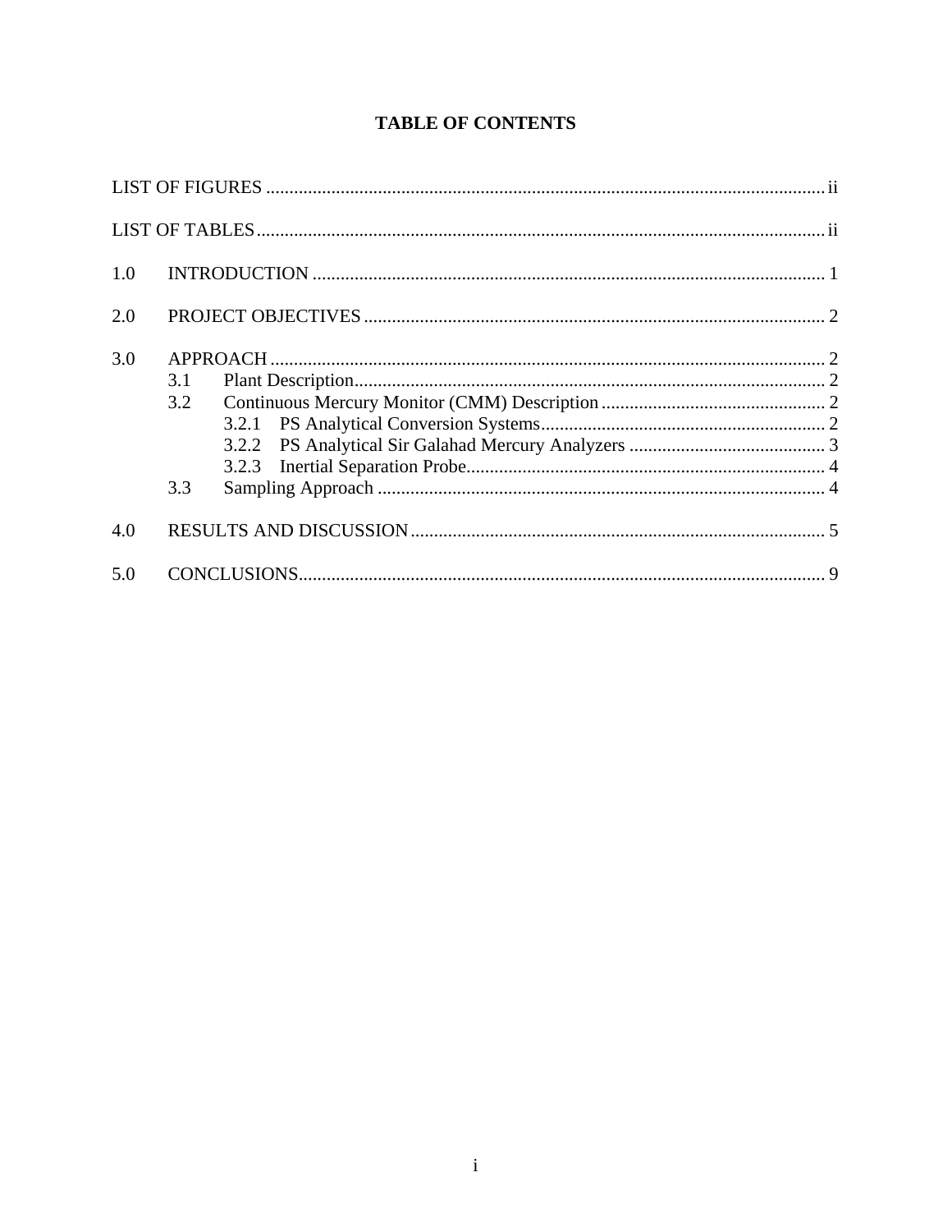# TABLE OF CONTENTS

LIST OF FIGURES ........................................................................................................ ii

LIST OF TABLES ......................................................................................................... ii

1.0 INTRODUCTION ..................................................................................................... 1

2.0 PROJECT OBJECTIVES .......................................................................................... 2

3.0 APPROACH .............................................................................................................. 2
- 3.1 Plant Description .................................................................................................. 2
- 3.2 Continuous Mercury Monitor (CMM) Description .............................................. 2
  - 3.2.1 PS Analytical Conversion Systems ................................................................ 2
  - 3.2.2 PS Analytical Sir Galahad Mercury Analyzers .............................................. 3
  - 3.2.3 Inertial Separation Probe ................................................................................ 4
- 3.3 Sampling Approach ................................................................................................ 4

4.0 RESULTS AND DISCUSSION .................................................................................. 5

5.0 CONCLUSIONS ......................................................................................................... 9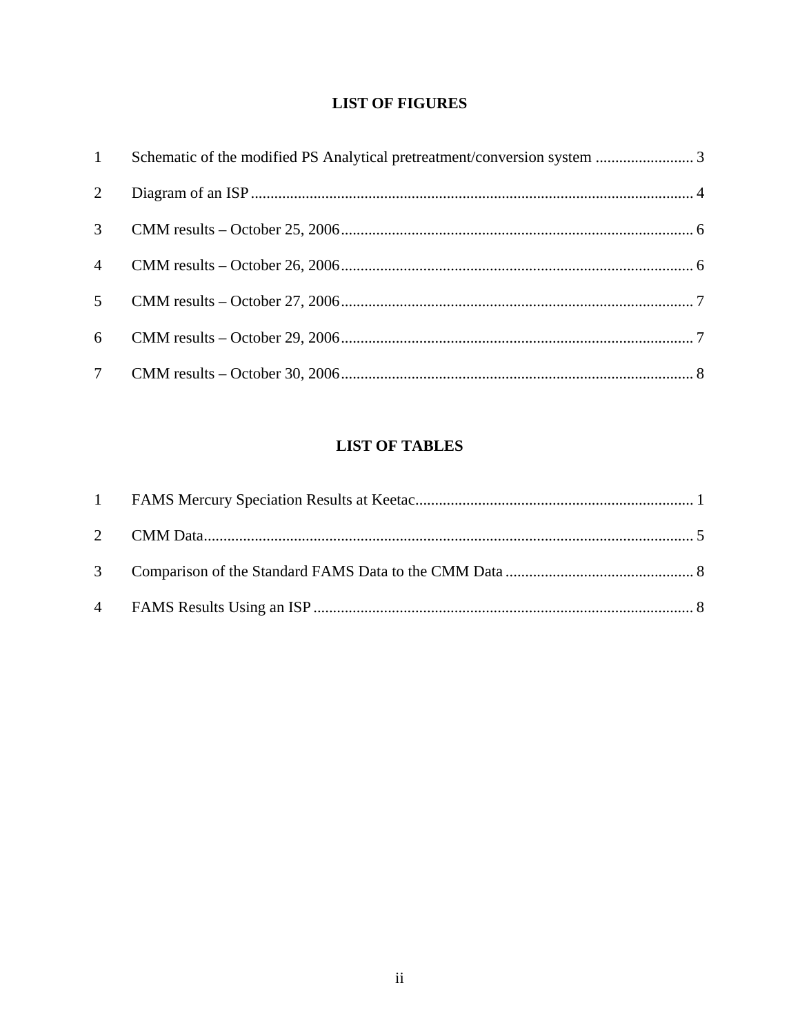## LIST OF FIGURES

| | | |
|---|---|---|
| 1 | Schematic of the modified PS Analytical pretreatment/conversion system | 3 |
| 2 | Diagram of an ISP | 4 |
| 3 | CMM results – October 25, 2006 | 6 |
| 4 | CMM results – October 26, 2006 | 6 |
| 5 | CMM results – October 27, 2006 | 7 |
| 6 | CMM results – October 29, 2006 | 7 |
| 7 | CMM results – October 30, 2006 | 8 |

## LIST OF TABLES

| | | |
|---|---|---|
| 1 | FAMS Mercury Speciation Results at Keetac | 1 |
| 2 | CMM Data | 5 |
| 3 | Comparison of the Standard FAMS Data to the CMM Data | 8 |
| 4 | FAMS Results Using an ISP | 8 |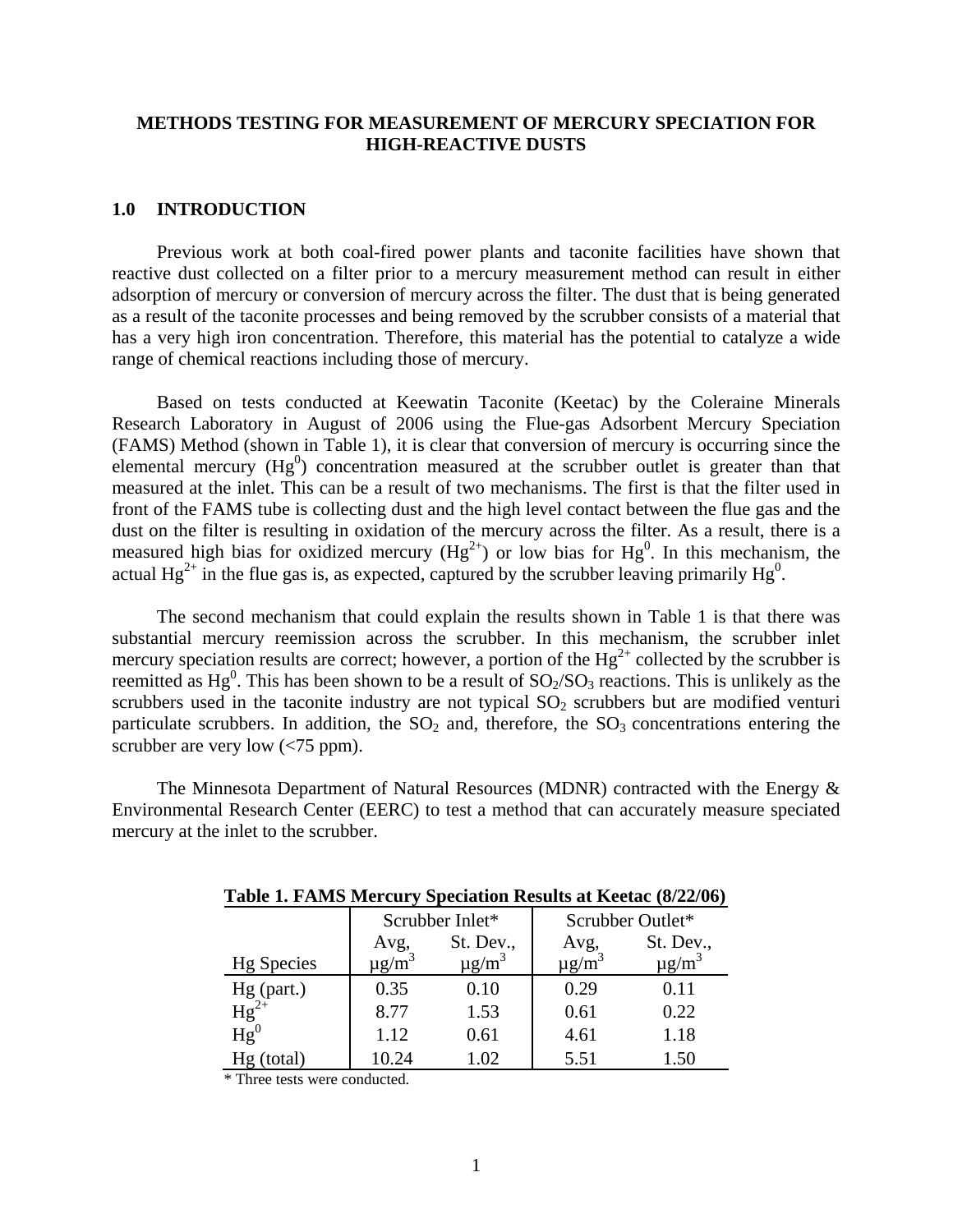# METHODS TESTING FOR MEASUREMENT OF MERCURY SPECIATION FOR HIGH-REACTIVE DUSTS

## 1.0 INTRODUCTION

Previous work at both coal-fired power plants and taconite facilities have shown that reactive dust collected on a filter prior to a mercury measurement method can result in either adsorption of mercury or conversion of mercury across the filter. The dust that is being generated as a result of the taconite processes and being removed by the scrubber consists of a material that has a very high iron concentration. Therefore, this material has the potential to catalyze a wide range of chemical reactions including those of mercury.

Based on tests conducted at Keewatin Taconite (Keetac) by the Coleraine Minerals Research Laboratory in August of 2006 using the Flue-gas Adsorbent Mercury Speciation (FAMS) Method (shown in Table 1), it is clear that conversion of mercury is occurring since the elemental mercury ($Hg^0$) concentration measured at the scrubber outlet is greater than that measured at the inlet. This can be a result of two mechanisms. The first is that the filter used in front of the FAMS tube is collecting dust and the high level contact between the flue gas and the dust on the filter is resulting in oxidation of the mercury across the filter. As a result, there is a measured high bias for oxidized mercury ($Hg^{2+}$) or low bias for $Hg^0$. In this mechanism, the actual $Hg^{2+}$ in the flue gas is, as expected, captured by the scrubber leaving primarily $Hg^0$.

The second mechanism that could explain the results shown in Table 1 is that there was substantial mercury reemission across the scrubber. In this mechanism, the scrubber inlet mercury speciation results are correct; however, a portion of the $Hg^{2+}$ collected by the scrubber is reemitted as $Hg^0$. This has been shown to be a result of $SO_2$/$SO_3$ reactions. This is unlikely as the scrubbers used in the taconite industry are not typical $SO_2$ scrubbers but are modified venturi particulate scrubbers. In addition, the $SO_2$ and, therefore, the $SO_3$ concentrations entering the scrubber are very low (<75 ppm).

The Minnesota Department of Natural Resources (MDNR) contracted with the Energy & Environmental Research Center (EERC) to test a method that can accurately measure speciated mercury at the inlet to the scrubber.

**Table 1. FAMS Mercury Speciation Results at Keetac (8/22/06)**

| | Scrubber Inlet* | | Scrubber Outlet* | |
|---|---|---|---|---|
| Hg Species | Avg, μg/m$^3$ | St. Dev., μg/m$^3$ | Avg, μg/m$^3$ | St. Dev., μg/m$^3$ |
| Hg (part.) | 0.35 | 0.10 | 0.29 | 0.11 |
| $Hg^{2+}$ | 8.77 | 1.53 | 0.61 | 0.22 |
| $Hg^0$ | 1.12 | 0.61 | 4.61 | 1.18 |
| Hg (total) | 10.24 | 1.02 | 5.51 | 1.50 |

* Three tests were conducted.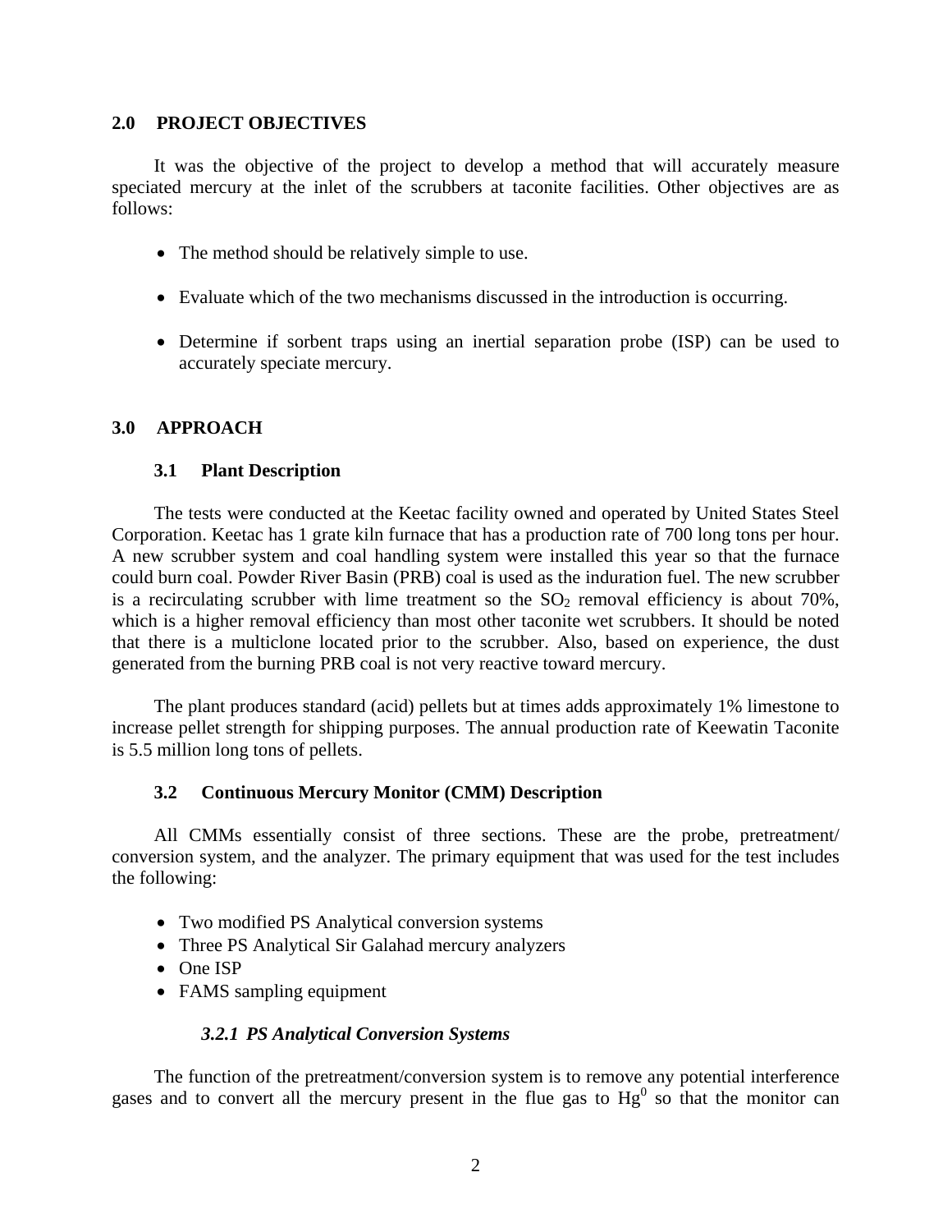## 2.0 PROJECT OBJECTIVES

It was the objective of the project to develop a method that will accurately measure speciated mercury at the inlet of the scrubbers at taconite facilities. Other objectives are as follows:

- The method should be relatively simple to use.
- Evaluate which of the two mechanisms discussed in the introduction is occurring.
- Determine if sorbent traps using an inertial separation probe (ISP) can be used to accurately speciate mercury.

## 3.0 APPROACH

### 3.1 Plant Description

The tests were conducted at the Keetac facility owned and operated by United States Steel Corporation. Keetac has 1 grate kiln furnace that has a production rate of 700 long tons per hour. A new scrubber system and coal handling system were installed this year so that the furnace could burn coal. Powder River Basin (PRB) coal is used as the induration fuel. The new scrubber is a recirculating scrubber with lime treatment so the $SO_2$ removal efficiency is about 70%, which is a higher removal efficiency than most other taconite wet scrubbers. It should be noted that there is a multiclone located prior to the scrubber. Also, based on experience, the dust generated from the burning PRB coal is not very reactive toward mercury.

The plant produces standard (acid) pellets but at times adds approximately 1% limestone to increase pellet strength for shipping purposes. The annual production rate of Keewatin Taconite is 5.5 million long tons of pellets.

### 3.2 Continuous Mercury Monitor (CMM) Description

All CMMs essentially consist of three sections. These are the probe, pretreatment/ conversion system, and the analyzer. The primary equipment that was used for the test includes the following:

- Two modified PS Analytical conversion systems
- Three PS Analytical Sir Galahad mercury analyzers
- One ISP
- FAMS sampling equipment

#### *3.2.1 PS Analytical Conversion Systems*

The function of the pretreatment/conversion system is to remove any potential interference gases and to convert all the mercury present in the flue gas to $Hg^0$ so that the monitor can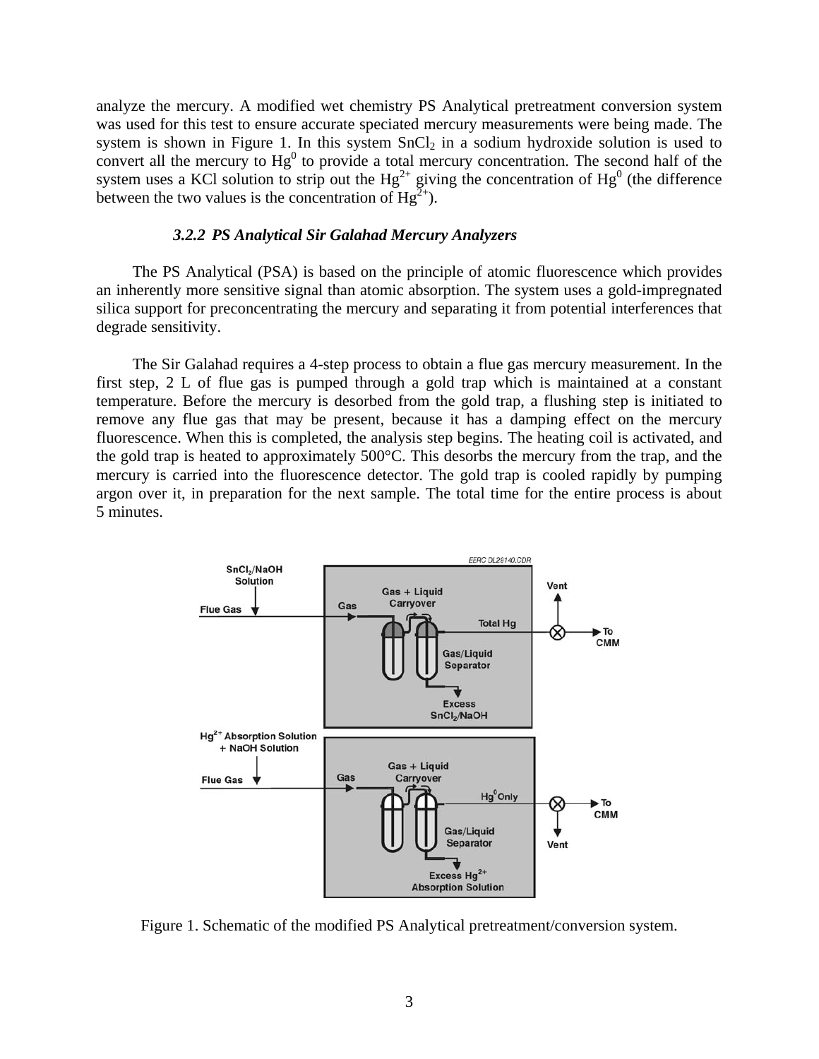analyze the mercury. A modified wet chemistry PS Analytical pretreatment conversion system was used for this test to ensure accurate speciated mercury measurements were being made. The system is shown in Figure 1. In this system $SnCl_2$ in a sodium hydroxide solution is used to convert all the mercury to $Hg^0$ to provide a total mercury concentration. The second half of the system uses a KCl solution to strip out the $Hg^{2+}$ giving the concentration of $Hg^0$ (the difference between the two values is the concentration of $Hg^{2+}$).

### *3.2.2 PS Analytical Sir Galahad Mercury Analyzers*

The PS Analytical (PSA) is based on the principle of atomic fluorescence which provides an inherently more sensitive signal than atomic absorption. The system uses a gold-impregnated silica support for preconcentrating the mercury and separating it from potential interferences that degrade sensitivity.

The Sir Galahad requires a 4-step process to obtain a flue gas mercury measurement. In the first step, 2 L of flue gas is pumped through a gold trap which is maintained at a constant temperature. Before the mercury is desorbed from the gold trap, a flushing step is initiated to remove any flue gas that may be present, because it has a damping effect on the mercury fluorescence. When this is completed, the analysis step begins. The heating coil is activated, and the gold trap is heated to approximately 500°C. This desorbs the mercury from the trap, and the mercury is carried into the fluorescence detector. The gold trap is cooled rapidly by pumping argon over it, in preparation for the next sample. The total time for the entire process is about 5 minutes.

Figure 1. Schematic of the modified PS Analytical pretreatment/conversion system.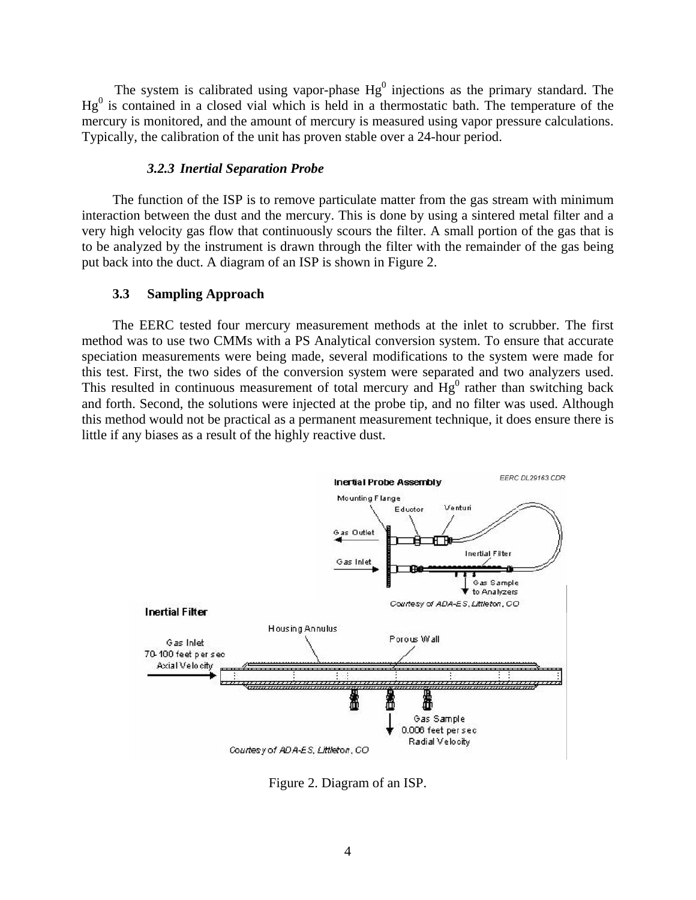The system is calibrated using vapor-phase $Hg^0$ injections as the primary standard. The $Hg^0$ is contained in a closed vial which is held in a thermostatic bath. The temperature of the mercury is monitored, and the amount of mercury is measured using vapor pressure calculations. Typically, the calibration of the unit has proven stable over a 24-hour period.

#### *3.2.3 Inertial Separation Probe*

The function of the ISP is to remove particulate matter from the gas stream with minimum interaction between the dust and the mercury. This is done by using a sintered metal filter and a very high velocity gas flow that continuously scours the filter. A small portion of the gas that is to be analyzed by the instrument is drawn through the filter with the remainder of the gas being put back into the duct. A diagram of an ISP is shown in Figure 2.

### 3.3 Sampling Approach

The EERC tested four mercury measurement methods at the inlet to scrubber. The first method was to use two CMMs with a PS Analytical conversion system. To ensure that accurate speciation measurements were being made, several modifications to the system were made for this test. First, the two sides of the conversion system were separated and two analyzers used. This resulted in continuous measurement of total mercury and $Hg^0$ rather than switching back and forth. Second, the solutions were injected at the probe tip, and no filter was used. Although this method would not be practical as a permanent measurement technique, it does ensure there is little if any biases as a result of the highly reactive dust.

Figure 2. Diagram of an ISP.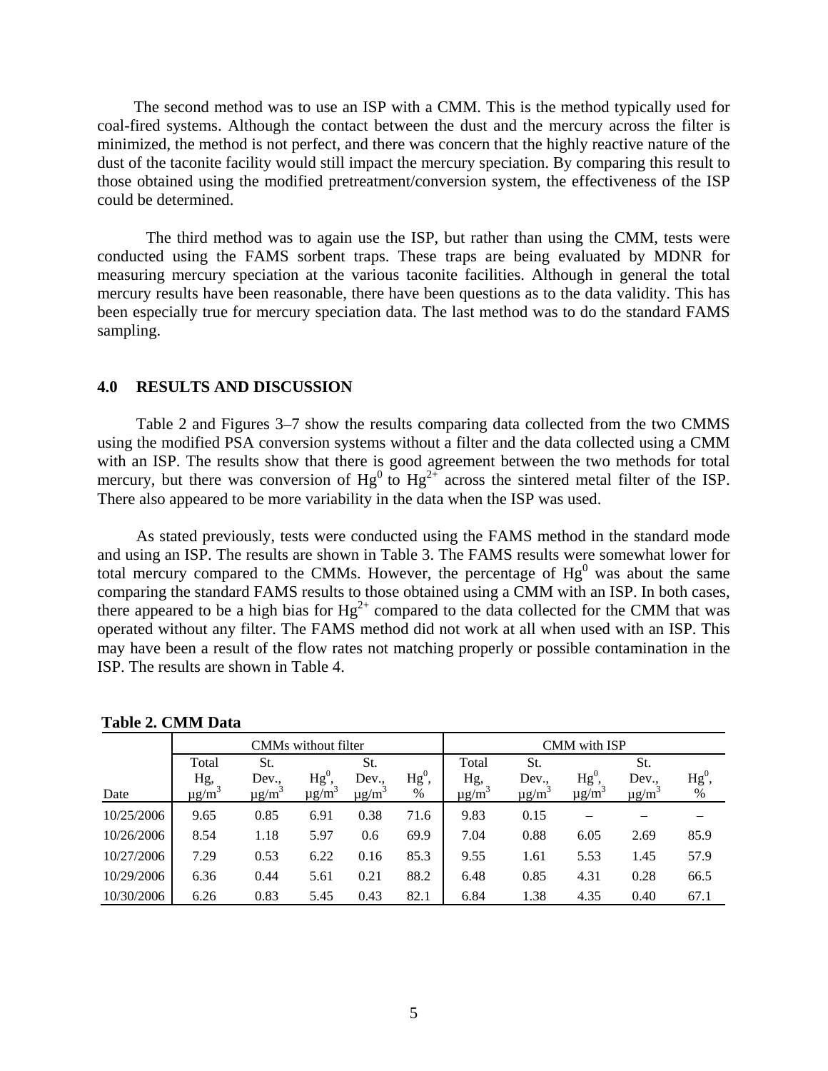The second method was to use an ISP with a CMM. This is the method typically used for coal-fired systems. Although the contact between the dust and the mercury across the filter is minimized, the method is not perfect, and there was concern that the highly reactive nature of the dust of the taconite facility would still impact the mercury speciation. By comparing this result to those obtained using the modified pretreatment/conversion system, the effectiveness of the ISP could be determined.

The third method was to again use the ISP, but rather than using the CMM, tests were conducted using the FAMS sorbent traps. These traps are being evaluated by MDNR for measuring mercury speciation at the various taconite facilities. Although in general the total mercury results have been reasonable, there have been questions as to the data validity. This has been especially true for mercury speciation data. The last method was to do the standard FAMS sampling.

## 4.0 RESULTS AND DISCUSSION

Table 2 and Figures 3–7 show the results comparing data collected from the two CMMS using the modified PSA conversion systems without a filter and the data collected using a CMM with an ISP. The results show that there is good agreement between the two methods for total mercury, but there was conversion of $Hg^0$ to $Hg^{2+}$ across the sintered metal filter of the ISP. There also appeared to be more variability in the data when the ISP was used.

As stated previously, tests were conducted using the FAMS method in the standard mode and using an ISP. The results are shown in Table 3. The FAMS results were somewhat lower for total mercury compared to the CMMs. However, the percentage of $Hg^0$ was about the same comparing the standard FAMS results to those obtained using a CMM with an ISP. In both cases, there appeared to be a high bias for $Hg^{2+}$ compared to the data collected for the CMM that was operated without any filter. The FAMS method did not work at all when used with an ISP. This may have been a result of the flow rates not matching properly or possible contamination in the ISP. The results are shown in Table 4.

**Table 2. CMM Data**

| | CMMs without filter | | | | | CMM with ISP | | | | |
|---|---|---|---|---|---|---|---|---|---|---|
| Date | Total Hg, μg/m³ | St. Dev., μg/m³ | $Hg^0$, μg/m³ | St. Dev., μg/m³ | $Hg^0$, % | Total Hg, μg/m³ | St. Dev., μg/m³ | $Hg^0$, μg/m³ | St. Dev., μg/m³ | $Hg^0$, % |
| 10/25/2006 | 9.65 | 0.85 | 6.91 | 0.38 | 71.6 | 9.83 | 0.15 | – | – | – |
| 10/26/2006 | 8.54 | 1.18 | 5.97 | 0.6 | 69.9 | 7.04 | 0.88 | 6.05 | 2.69 | 85.9 |
| 10/27/2006 | 7.29 | 0.53 | 6.22 | 0.16 | 85.3 | 9.55 | 1.61 | 5.53 | 1.45 | 57.9 |
| 10/29/2006 | 6.36 | 0.44 | 5.61 | 0.21 | 88.2 | 6.48 | 0.85 | 4.31 | 0.28 | 66.5 |
| 10/30/2006 | 6.26 | 0.83 | 5.45 | 0.43 | 82.1 | 6.84 | 1.38 | 4.35 | 0.40 | 67.1 |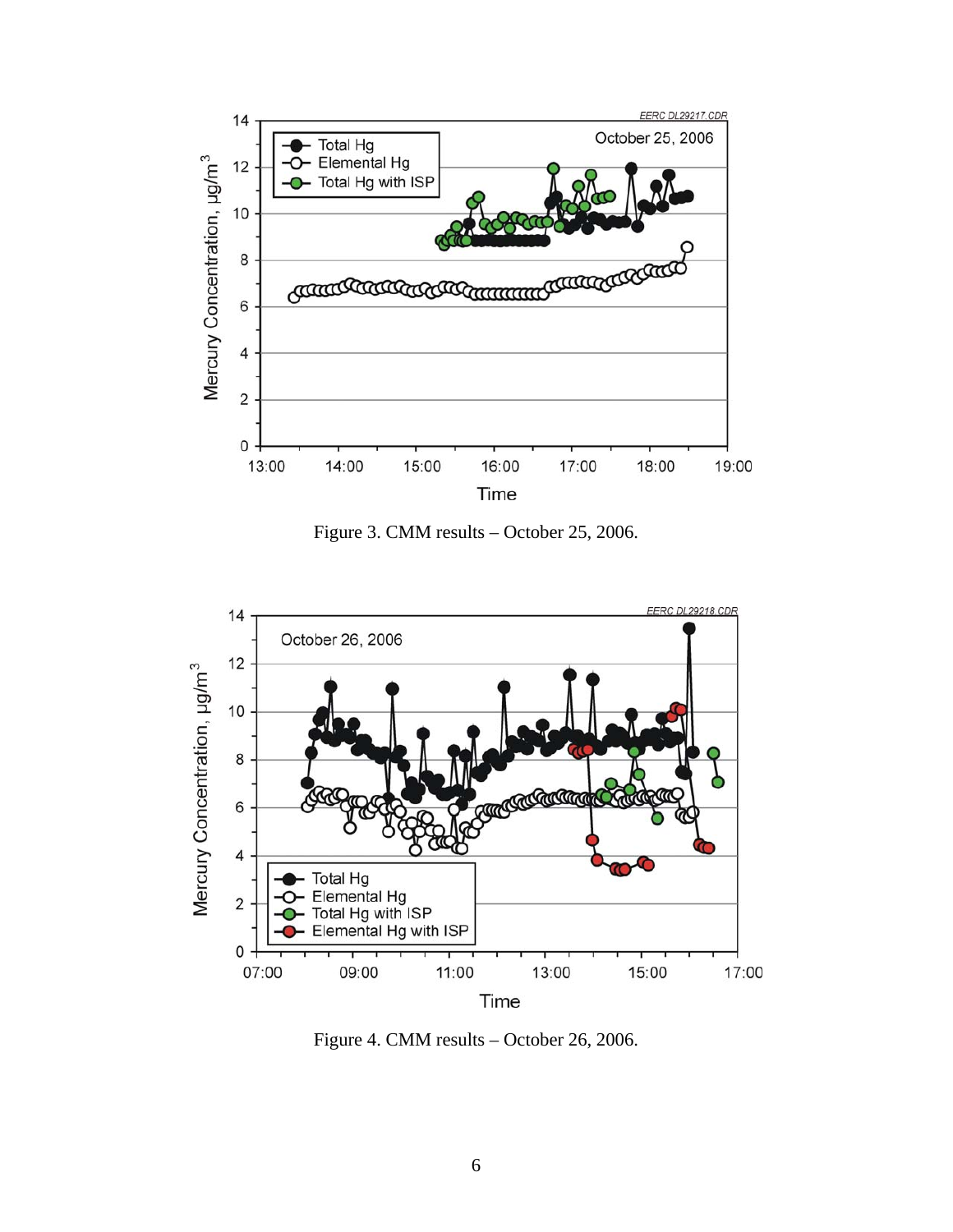Figure 3. CMM results – October 25, 2006.

Figure 4. CMM results – October 26, 2006.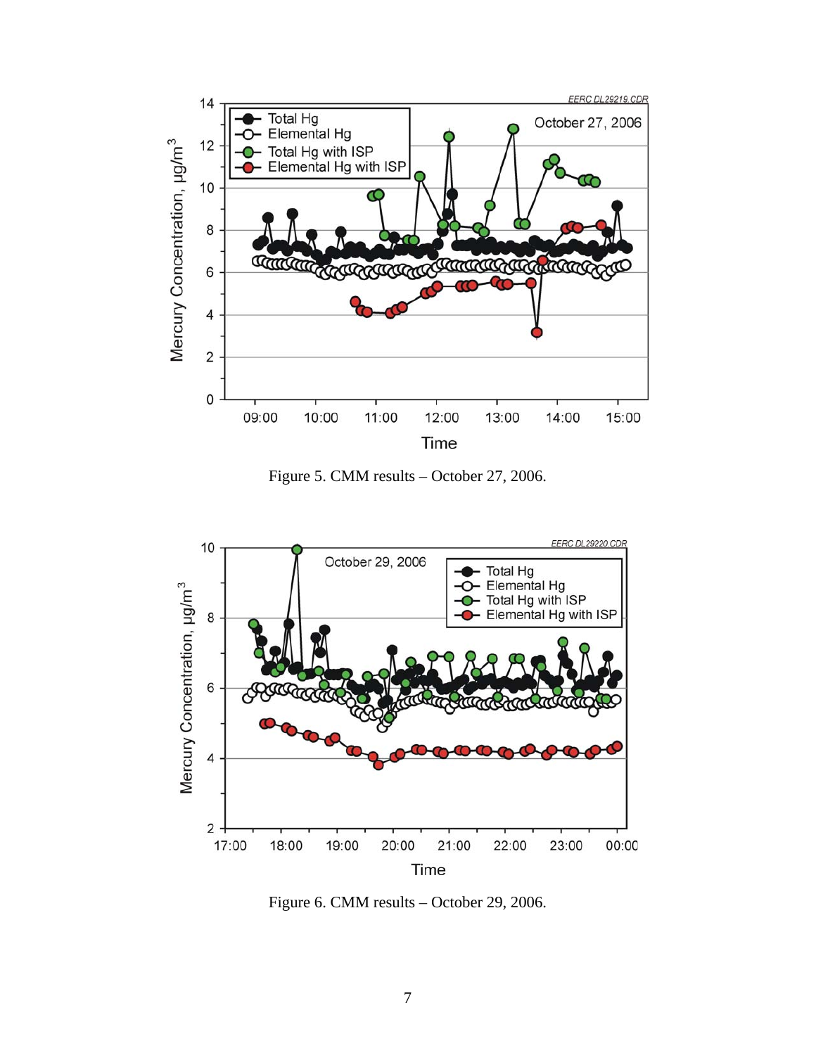Figure 5. CMM results – October 27, 2006.

Figure 6. CMM results – October 29, 2006.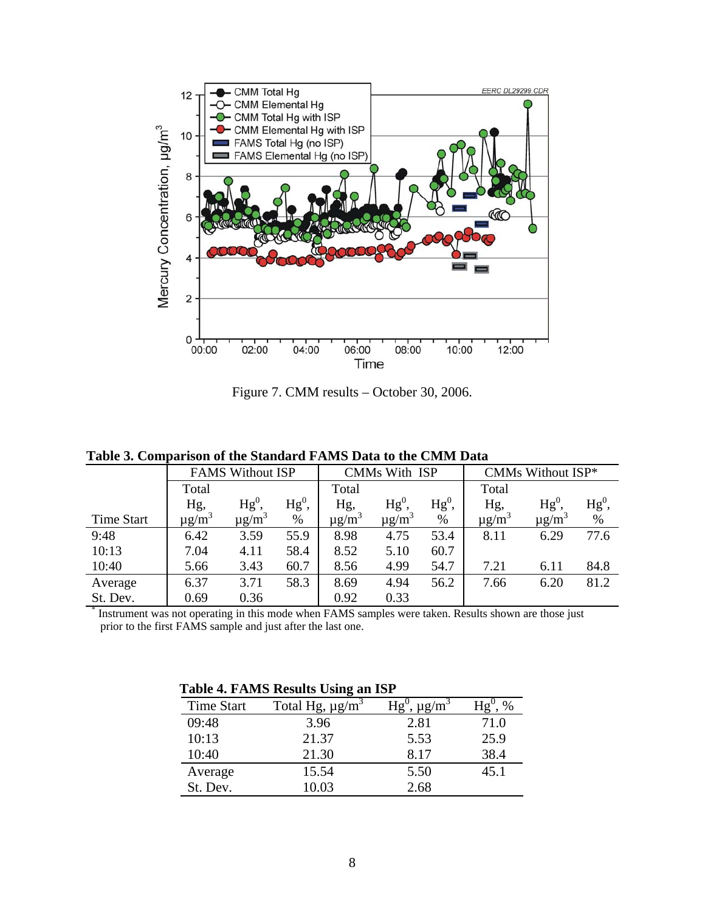Figure 7. CMM results – October 30, 2006.

**Table 3. Comparison of the Standard FAMS Data to the CMM Data**

| | FAMS Without ISP | | | CMMs With ISP | | | CMMs Without ISP* | | |
|---|---|---|---|---|---|---|---|---|---|
| Time Start | Total Hg, μg/m$^3$ | $Hg^0$, μg/m$^3$ | $Hg^0$, % | Total Hg, μg/m$^3$ | $Hg^0$, μg/m$^3$ | $Hg^0$, % | Total Hg, μg/m$^3$ | $Hg^0$, μg/m$^3$ | $Hg^0$, % |
| 9:48 | 6.42 | 3.59 | 55.9 | 8.98 | 4.75 | 53.4 | 8.11 | 6.29 | 77.6 |
| 10:13 | 7.04 | 4.11 | 58.4 | 8.52 | 5.10 | 60.7 | | | |
| 10:40 | 5.66 | 3.43 | 60.7 | 8.56 | 4.99 | 54.7 | 7.21 | 6.11 | 84.8 |
| Average | 6.37 | 3.71 | 58.3 | 8.69 | 4.94 | 56.2 | 7.66 | 6.20 | 81.2 |
| St. Dev. | 0.69 | 0.36 | | 0.92 | 0.33 | | | | |

* Instrument was not operating in this mode when FAMS samples were taken. Results shown are those just prior to the first FAMS sample and just after the last one.

**Table 4. FAMS Results Using an ISP**

| Time Start | Total Hg, μg/m$^3$ | $Hg^0$, μg/m$^3$ | $Hg^0$, % |
|---|---|---|---|
| 09:48 | 3.96 | 2.81 | 71.0 |
| 10:13 | 21.37 | 5.53 | 25.9 |
| 10:40 | 21.30 | 8.17 | 38.4 |
| Average | 15.54 | 5.50 | 45.1 |
| St. Dev. | 10.03 | 2.68 | |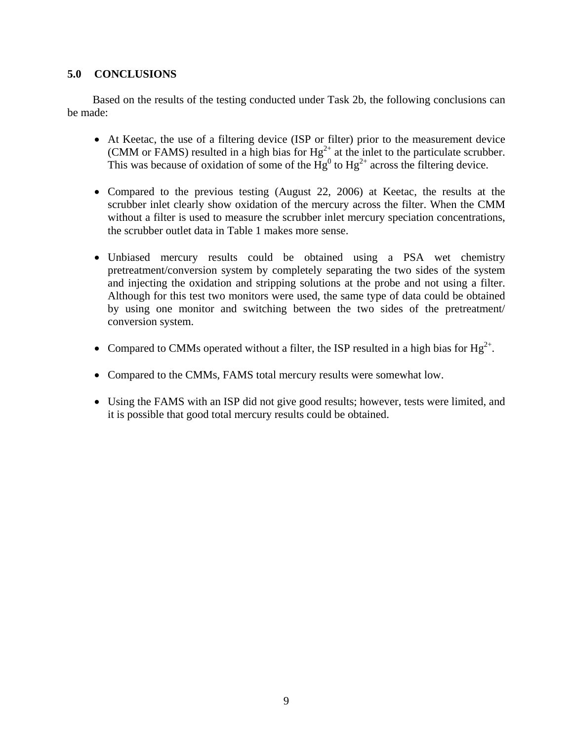## 5.0 CONCLUSIONS

Based on the results of the testing conducted under Task 2b, the following conclusions can be made:

- At Keetac, the use of a filtering device (ISP or filter) prior to the measurement device (CMM or FAMS) resulted in a high bias for $Hg^{2+}$ at the inlet to the particulate scrubber. This was because of oxidation of some of the $Hg^0$ to $Hg^{2+}$ across the filtering device.

- Compared to the previous testing (August 22, 2006) at Keetac, the results at the scrubber inlet clearly show oxidation of the mercury across the filter. When the CMM without a filter is used to measure the scrubber inlet mercury speciation concentrations, the scrubber outlet data in Table 1 makes more sense.

- Unbiased mercury results could be obtained using a PSA wet chemistry pretreatment/conversion system by completely separating the two sides of the system and injecting the oxidation and stripping solutions at the probe and not using a filter. Although for this test two monitors were used, the same type of data could be obtained by using one monitor and switching between the two sides of the pretreatment/ conversion system.

- Compared to CMMs operated without a filter, the ISP resulted in a high bias for $Hg^{2+}$.

- Compared to the CMMs, FAMS total mercury results were somewhat low.

- Using the FAMS with an ISP did not give good results; however, tests were limited, and it is possible that good total mercury results could be obtained.